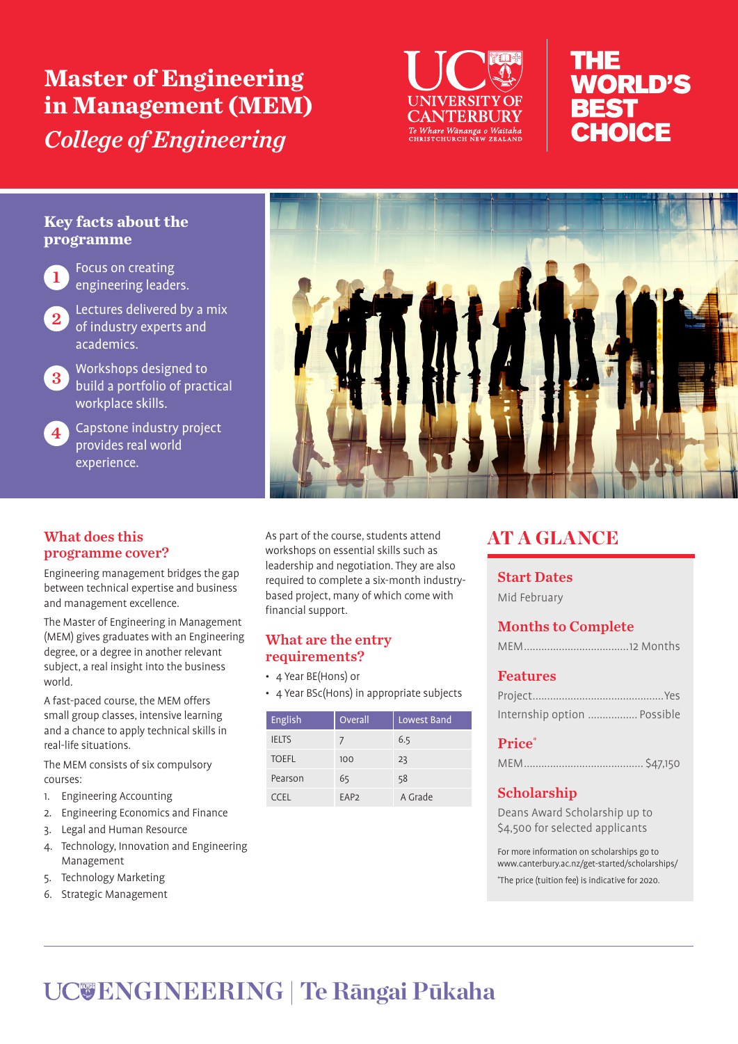# Master of Engineering in Management (MEM)

*College of Engineering*

UC UNIVERSITY OF CANTERBURY
*Te Whare Wānanga o Waitaha*
CHRISTCHURCH NEW ZEALAND

THE WORLD'S BEST CHOICE

## Key facts about the programme

1. Focus on creating engineering leaders.
2. Lectures delivered by a mix of industry experts and academics.
3. Workshops designed to build a portfolio of practical workplace skills.
4. Capstone industry project provides real world experience.

## What does this programme cover?

Engineering management bridges the gap between technical expertise and business and management excellence.

The Master of Engineering in Management (MEM) gives graduates with an Engineering degree, or a degree in another relevant subject, a real insight into the business world.

A fast-paced course, the MEM offers small group classes, intensive learning and a chance to apply technical skills in real-life situations.

The MEM consists of six compulsory courses:

1. Engineering Accounting
2. Engineering Economics and Finance
3. Legal and Human Resource
4. Technology, Innovation and Engineering Management
5. Technology Marketing
6. Strategic Management

As part of the course, students attend workshops on essential skills such as leadership and negotiation. They are also required to complete a six-month industry-based project, many of which come with financial support.

## What are the entry requirements?

- 4 Year BE(Hons) or
- 4 Year BSc(Hons) in appropriate subjects

| English | Overall | Lowest Band |
| --- | --- | --- |
| IELTS | 7 | 6.5 |
| TOEFL | 100 | 23 |
| Pearson | 65 | 58 |
| CCEL | EAP2 | A Grade |

## AT A GLANCE

### Start Dates

Mid February

### Months to Complete

MEM....................................12 Months

### Features

Project.............................................Yes

Internship option ................. Possible

### Price*

MEM......................................... $47,150

### Scholarship

Deans Award Scholarship up to $4,500 for selected applicants

For more information on scholarships go to www.canterbury.ac.nz/get-started/scholarships/

*The price (tuition fee) is indicative for 2020.

UC ENGINEERING | Te Rāngai Pūkaha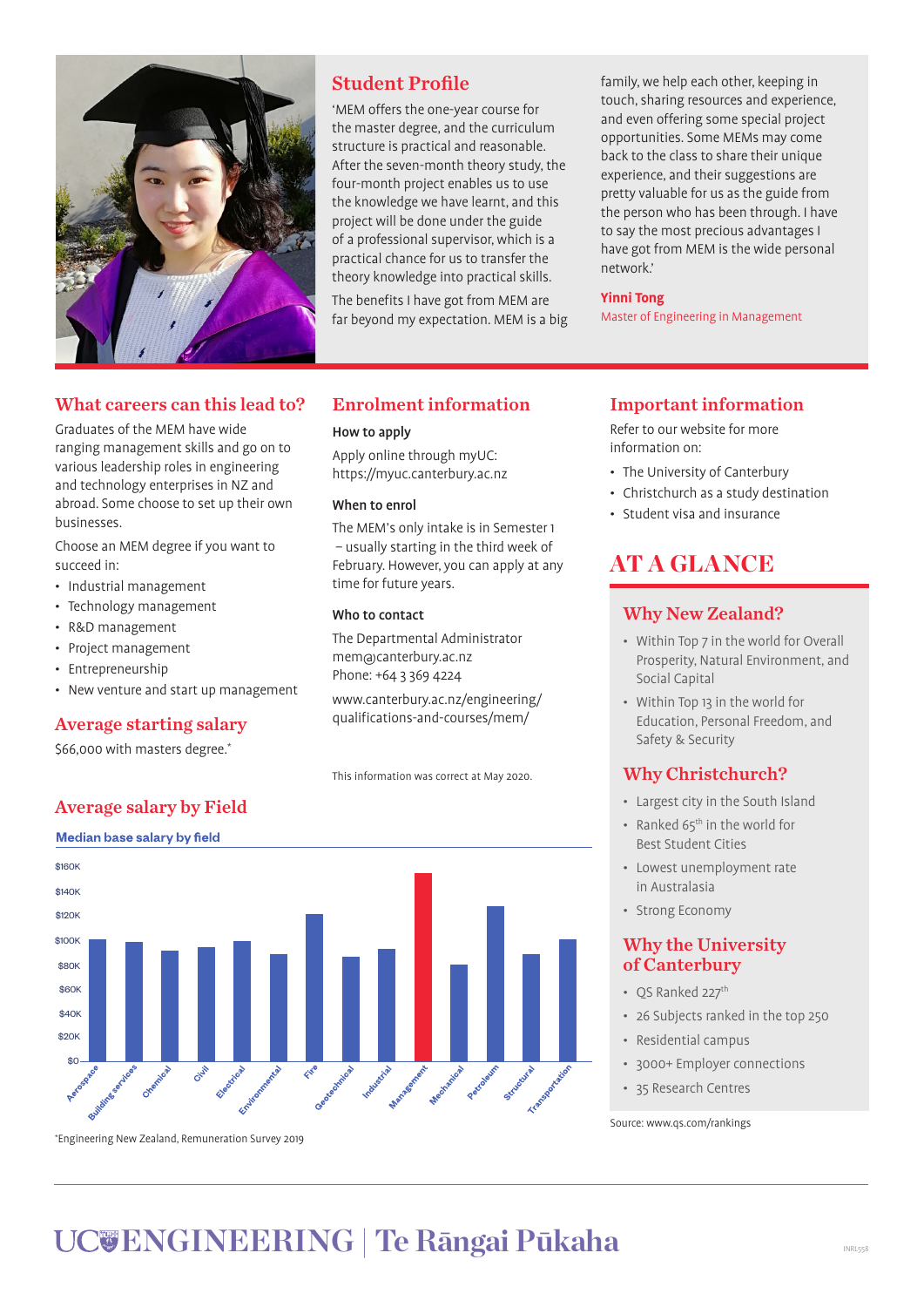## Student Profile

'MEM offers the one-year course for the master degree, and the curriculum structure is practical and reasonable. After the seven-month theory study, the four-month project enables us to use the knowledge we have learnt, and this project will be done under the guide of a professional supervisor, which is a practical chance for us to transfer the theory knowledge into practical skills.

The benefits I have got from MEM are far beyond my expectation. MEM is a big family, we help each other, keeping in touch, sharing resources and experience, and even offering some special project opportunities. Some MEMs may come back to the class to share their unique experience, and their suggestions are pretty valuable for us as the guide from the person who has been through. I have to say the most precious advantages I have got from MEM is the wide personal network.'

**Yinni Tong**
Master of Engineering in Management

## What careers can this lead to?

Graduates of the MEM have wide ranging management skills and go on to various leadership roles in engineering and technology enterprises in NZ and abroad. Some choose to set up their own businesses.

Choose an MEM degree if you want to succeed in:

- Industrial management
- Technology management
- R&D management
- Project management
- Entrepreneurship
- New venture and start up management

## Average starting salary

$66,000 with masters degree.*

## Enrolment information

### How to apply

Apply online through myUC: https://myuc.canterbury.ac.nz

### When to enrol

The MEM's only intake is in Semester 1 – usually starting in the third week of February. However, you can apply at any time for future years.

### Who to contact

The Departmental Administrator
mem@canterbury.ac.nz
Phone: +64 3 369 4224

www.canterbury.ac.nz/engineering/qualifications-and-courses/mem/

This information was correct at May 2020.

## Important information

Refer to our website for more information on:

- The University of Canterbury
- Christchurch as a study destination
- Student visa and insurance

## Average salary by Field

Median base salary by field

$160K
$140K
$120K
$100K
$80K
$60K
$40K
$20K
$0

Aerospace
Building services
Chemical
Civil
Electrical
Environmental
Fire
Geotechnical
Industrial
Management
Mechanical
Petroleum
Structural
Transportation

*Engineering New Zealand, Remuneration Survey 2019

# AT A GLANCE

## Why New Zealand?

- Within Top 7 in the world for Overall Prosperity, Natural Environment, and Social Capital
- Within Top 13 in the world for Education, Personal Freedom, and Safety & Security

## Why Christchurch?

- Largest city in the South Island
- Ranked 65th in the world for Best Student Cities
- Lowest unemployment rate in Australasia
- Strong Economy

## Why the University of Canterbury

- QS Ranked 227th
- 26 Subjects ranked in the top 250
- Residential campus
- 3000+ Employer connections
- 35 Research Centres

Source: www.qs.com/rankings

UC ENGINEERING | Te Rāngai Pūkaha